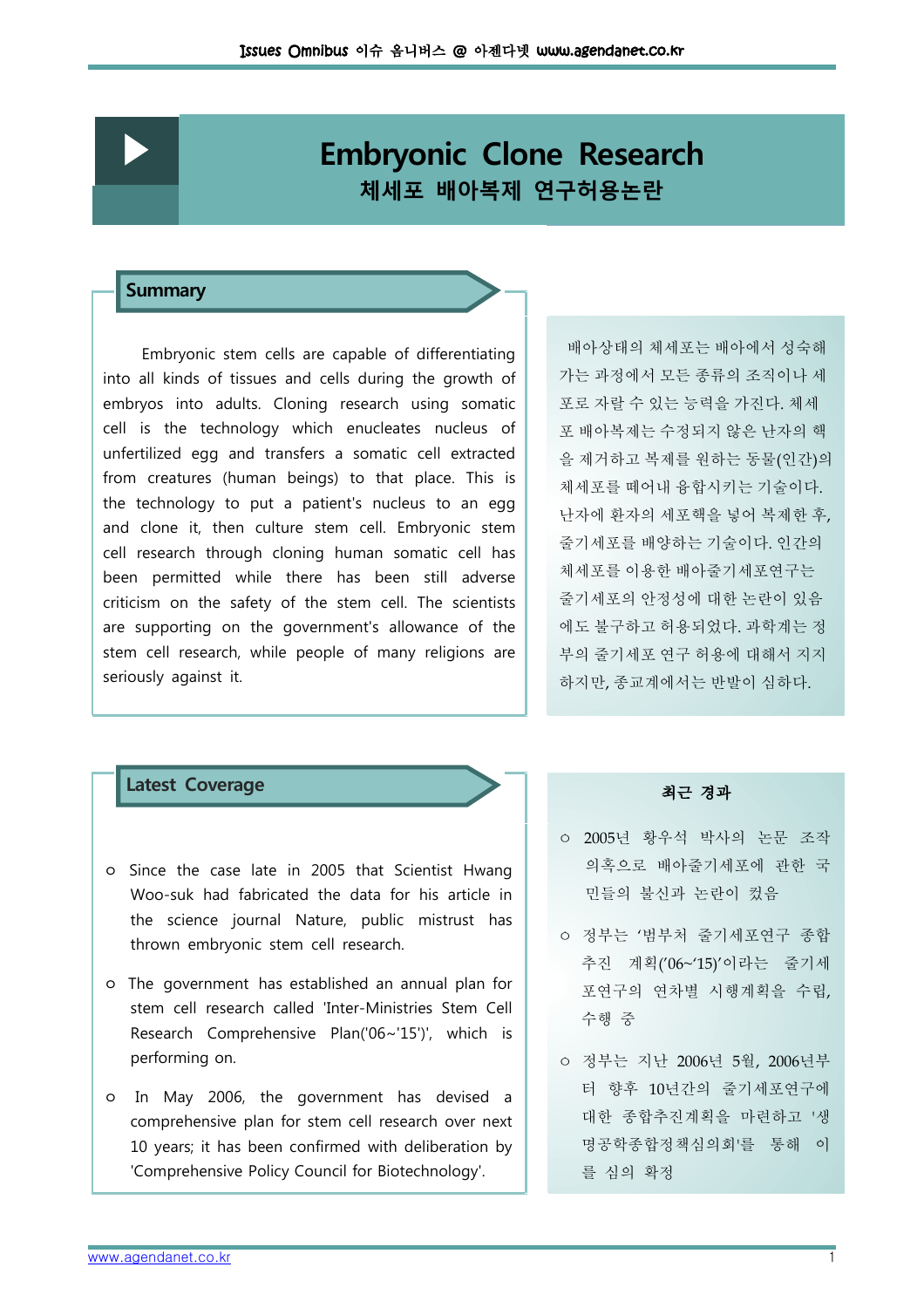# Embryonic Clone Research
## 체세포 배아복제 연구허용논란

## Summary

Embryonic stem cells are capable of differentiating into all kinds of tissues and cells during the growth of embryos into adults. Cloning research using somatic cell is the technology which enucleates nucleus of unfertilized egg and transfers a somatic cell extracted from creatures (human beings) to that place. This is the technology to put a patient's nucleus to an egg and clone it, then culture stem cell. Embryonic stem cell research through cloning human somatic cell has been permitted while there has been still adverse criticism on the safety of the stem cell. The scientists are supporting on the government's allowance of the stem cell research, while people of many religions are seriously against it.

배아상태의 체세포는 배아에서 성숙해 가는 과정에서 모든 종류의 조직이나 세포로 자랄 수 있는 능력을 가진다. 체세포 배아복제는 수정되지 않은 난자의 핵을 제거하고 복제를 원하는 동물(인간)의 체세포를 떼어내 융합시키는 기술이다. 난자에 환자의 세포핵을 넣어 복제한 후, 줄기세포를 배양하는 기술이다. 인간의 체세포를 이용한 배아줄기세포연구는 줄기세포의 안정성에 대한 논란이 있음에도 불구하고 허용되었다. 과학계는 정부의 줄기세포 연구 허용에 대해서 지지하지만, 종교계에서는 반발이 심하다.

## Latest Coverage

- Since the case late in 2005 that Scientist Hwang Woo-suk had fabricated the data for his article in the science journal Nature, public mistrust has thrown embryonic stem cell research.
- The government has established an annual plan for stem cell research called 'Inter-Ministries Stem Cell Research Comprehensive Plan('06~'15')', which is performing on.
- In May 2006, the government has devised a comprehensive plan for stem cell research over next 10 years; it has been confirmed with deliberation by 'Comprehensive Policy Council for Biotechnology'.

### 최근 경과

- 2005년 황우석 박사의 논문 조작 의혹으로 배아줄기세포에 관한 국민들의 불신과 논란이 컸음
- 정부는 '범부처 줄기세포연구 종합추진 계획('06~'15)'이라는 줄기세포연구의 연차별 시행계획을 수립, 수행 중
- 정부는 지난 2006년 5월, 2006년부터 향후 10년간의 줄기세포연구에 대한 종합추진계획을 마련하고 '생명공학종합정책심의회'를 통해 이를 심의 확정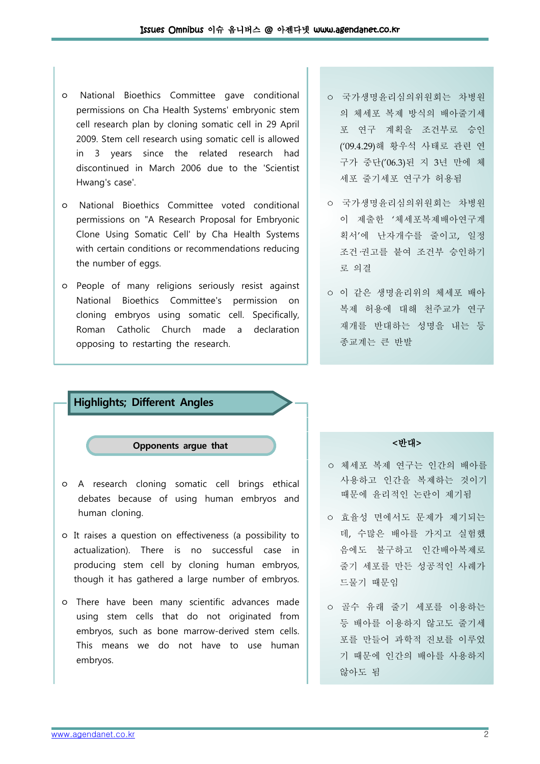- National Bioethics Committee gave conditional permissions on Cha Health Systems' embryonic stem cell research plan by cloning somatic cell in 29 April 2009. Stem cell research using somatic cell is allowed in 3 years since the related research had discontinued in March 2006 due to the 'Scientist Hwang's case'.

- National Bioethics Committee voted conditional permissions on "A Research Proposal for Embryonic Clone Using Somatic Cell' by Cha Health Systems with certain conditions or recommendations reducing the number of eggs.

- People of many religions seriously resist against National Bioethics Committee's permission on cloning embryos using somatic cell. Specifically, Roman Catholic Church made a declaration opposing to restarting the research.

- 국가생명윤리심의위원회는 차병원의 체세포 복제 방식의 배아줄기세포 연구 계획을 조건부로 승인('09.4.29)해 황우석 사태로 관련 연구가 중단('06.3)된 지 3년 만에 체세포 줄기세포 연구가 허용됨

- 국가생명윤리심의위원회는 차병원이 제출한 '체세포복제배아연구계획서'에 난자개수를 줄이고, 일정 조건·권고를 붙여 조건부 승인하기로 의결

- 이 같은 생명윤리위의 체세포 배아 복제 허용에 대해 천주교가 연구 재개를 반대하는 성명을 내는 등 종교계는 큰 반발

## Highlights; Different Angles

### Opponents argue that

- A research cloning somatic cell brings ethical debates because of using human embryos and human cloning.

- It raises a question on effectiveness (a possibility to actualization). There is no successful case in producing stem cell by cloning human embryos, though it has gathered a large number of embryos.

- There have been many scientific advances made using stem cells that do not originated from embryos, such as bone marrow-derived stem cells. This means we do not have to use human embryos.

### <반대>

- 체세포 복제 연구는 인간의 배아를 사용하고 인간을 복제하는 것이기 때문에 윤리적인 논란이 제기됨

- 효율성 면에서도 문제가 제기되는데, 수많은 배아를 가지고 실험했음에도 불구하고 인간배아복제로 줄기 세포를 만든 성공적인 사례가 드물기 때문임

- 골수 유래 줄기 세포를 이용하는 등 배아를 이용하지 않고도 줄기세포를 만들어 과학적 진보를 이루었기 때문에 인간의 배아를 사용하지 않아도 됨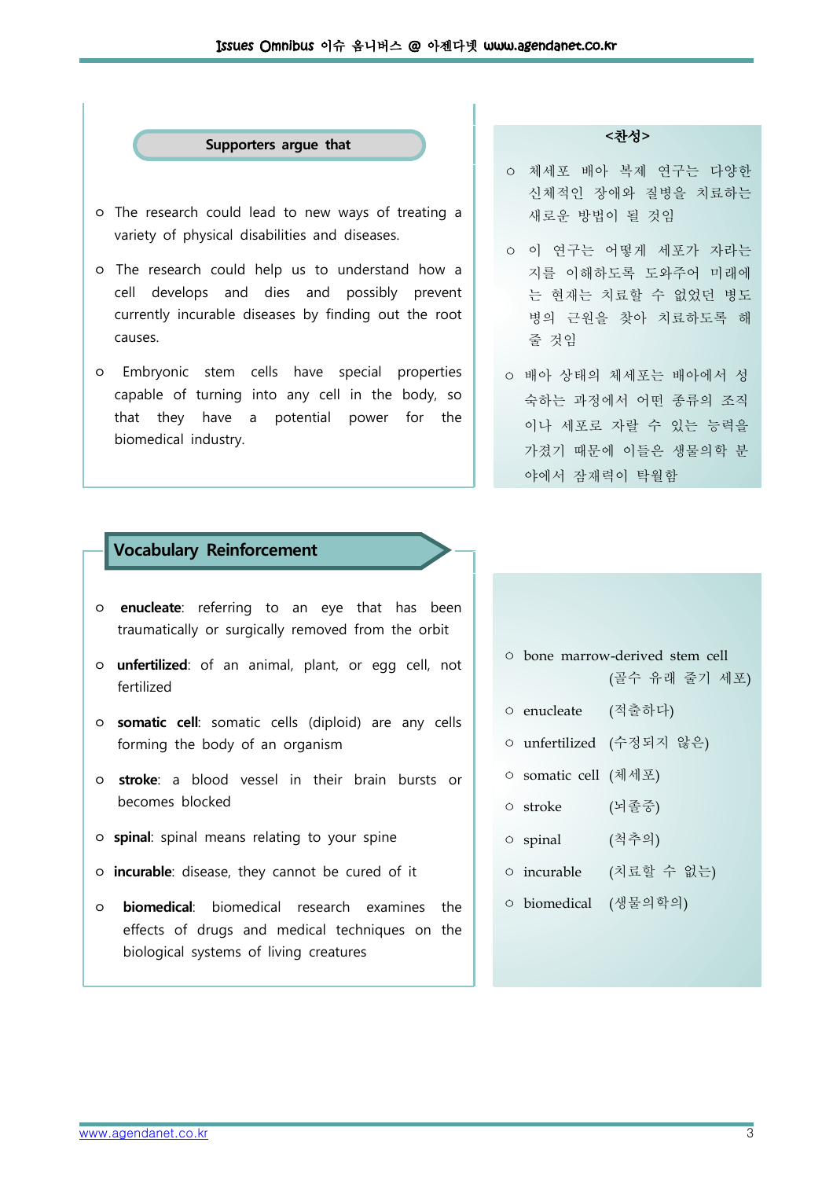## Supporters argue that

- The research could lead to new ways of treating a variety of physical disabilities and diseases.
- The research could help us to understand how a cell develops and dies and possibly prevent currently incurable diseases by finding out the root causes.
- Embryonic stem cells have special properties capable of turning into any cell in the body, so that they have a potential power for the biomedical industry.

## <찬성>

- 체세포 배아 복제 연구는 다양한 신체적인 장애와 질병을 치료하는 새로운 방법이 될 것임
- 이 연구는 어떻게 세포가 자라는지를 이해하도록 도와주어 미래에는 현재는 치료할 수 없었던 병도 병의 근원을 찾아 치료하도록 해 줄 것임
- 배아 상태의 체세포는 배아에서 성숙하는 과정에서 어떤 종류의 조직이나 세포로 자랄 수 있는 능력을 가졌기 때문에 이들은 생물의학 분야에서 잠재력이 탁월함

## Vocabulary Reinforcement

- **enucleate**: referring to an eye that has been traumatically or surgically removed from the orbit
- **unfertilized**: of an animal, plant, or egg cell, not fertilized
- **somatic cell**: somatic cells (diploid) are any cells forming the body of an organism
- **stroke**: a blood vessel in their brain bursts or becomes blocked
- **spinal**: spinal means relating to your spine
- **incurable**: disease, they cannot be cured of it
- **biomedical**: biomedical research examines the effects of drugs and medical techniques on the biological systems of living creatures

- bone marrow-derived stem cell (골수 유래 줄기 세포)
- enucleate (적출하다)
- unfertilized (수정되지 않은)
- somatic cell (체세포)
- stroke (뇌졸중)
- spinal (척추의)
- incurable (치료할 수 없는)
- biomedical (생물의학의)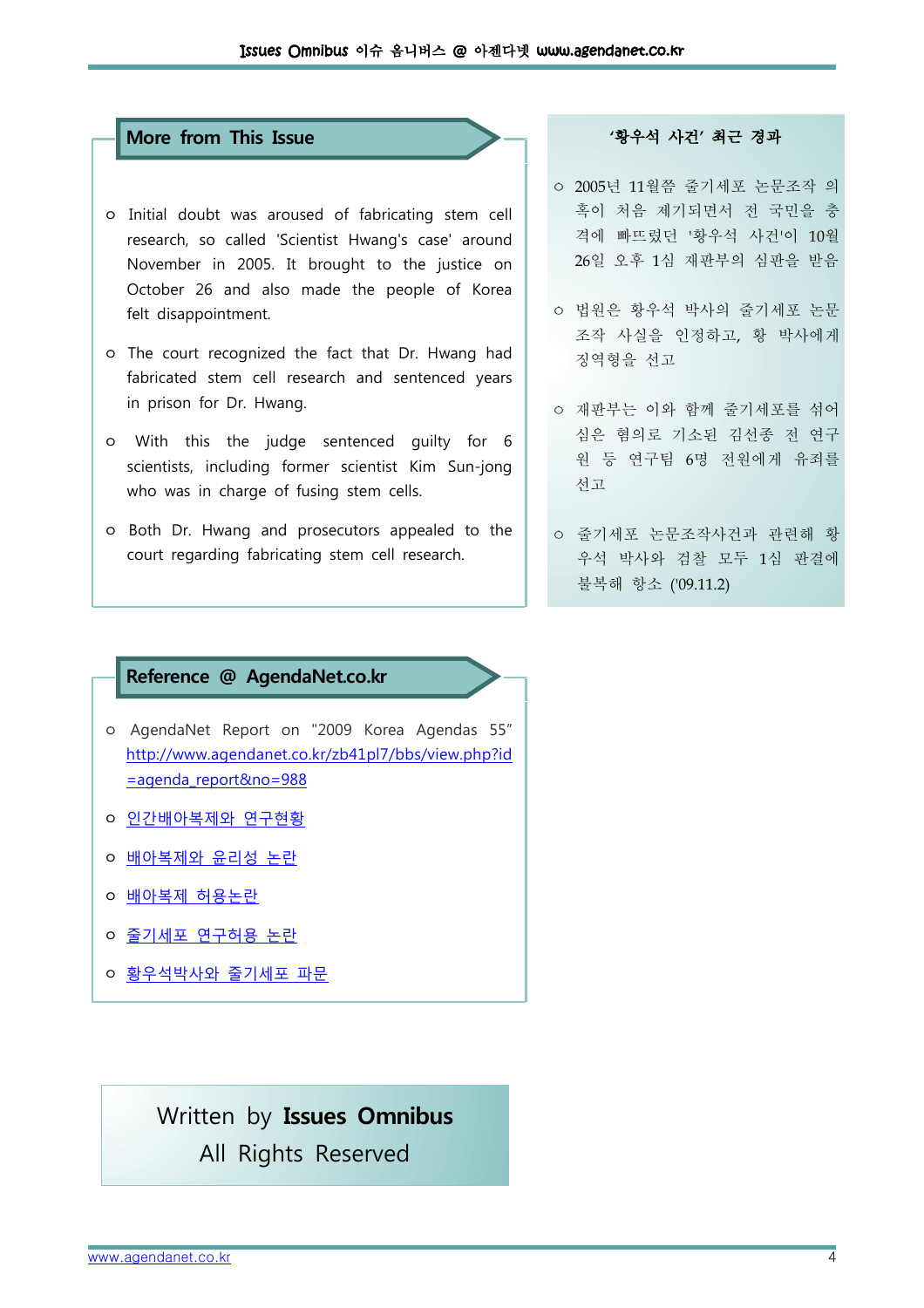## More from This Issue

- Initial doubt was aroused of fabricating stem cell research, so called 'Scientist Hwang's case' around November in 2005. It brought to the justice on October 26 and also made the people of Korea felt disappointment.
- The court recognized the fact that Dr. Hwang had fabricated stem cell research and sentenced years in prison for Dr. Hwang.
- With this the judge sentenced guilty for 6 scientists, including former scientist Kim Sun-jong who was in charge of fusing stem cells.
- Both Dr. Hwang and prosecutors appealed to the court regarding fabricating stem cell research.

### '황우석 사건' 최근 경과

- 2005년 11월쯤 줄기세포 논문조작 의혹이 처음 제기되면서 전 국민을 충격에 빠뜨렸던 '황우석 사건'이 10월 26일 오후 1심 재판부의 심판을 받음
- 법원은 황우석 박사의 줄기세포 논문조작 사실을 인정하고, 황 박사에게 징역형을 선고
- 재판부는 이와 함께 줄기세포를 섞어 심은 혐의로 기소된 김선종 전 연구원 등 연구팀 6명 전원에게 유죄를 선고
- 줄기세포 논문조작사건과 관련해 황우석 박사와 검찰 모두 1심 판결에 불복해 항소 ('09.11.2)

## Reference @ AgendaNet.co.kr

- AgendaNet Report on "2009 Korea Agendas 55" http://www.agendanet.co.kr/zb41pl7/bbs/view.php?id=agenda_report&no=988
- 인간배아복제와 연구현황
- 배아복제와 윤리성 논란
- 배아복제 허용논란
- 줄기세포 연구허용 논란
- 황우석박사와 줄기세포 파문

Written by **Issues Omnibus**
All Rights Reserved